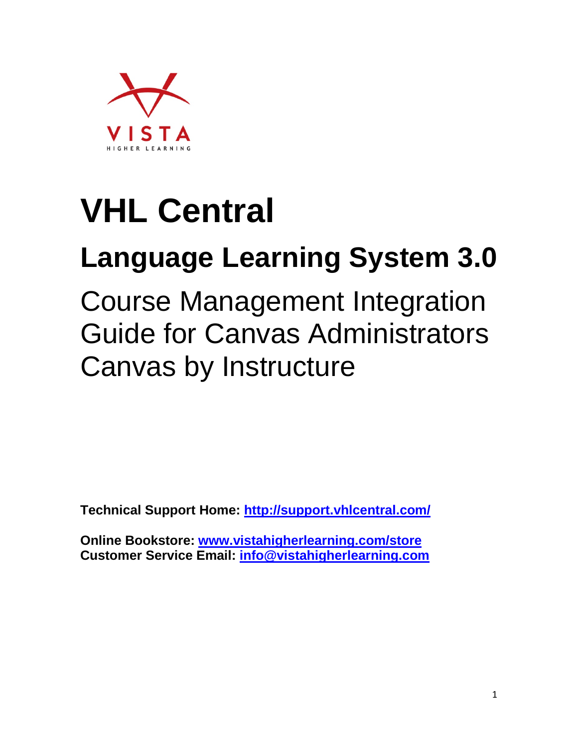# VHL Central

## Language Learning System 3.0

Course Management Integration Guide for Canvas Administrators Canvas by Instructure

**Technical Support Home: [http://support.vhlcentral.com/](http://support.vhlcentral.com/)**

**Online Bookstore: [www.vistahigherlearning.com/store](www.vistahigherlearning.com/store)**
**Customer Service Email: [info@vistahigherlearning.com](mailto:info@vistahigherlearning.com)**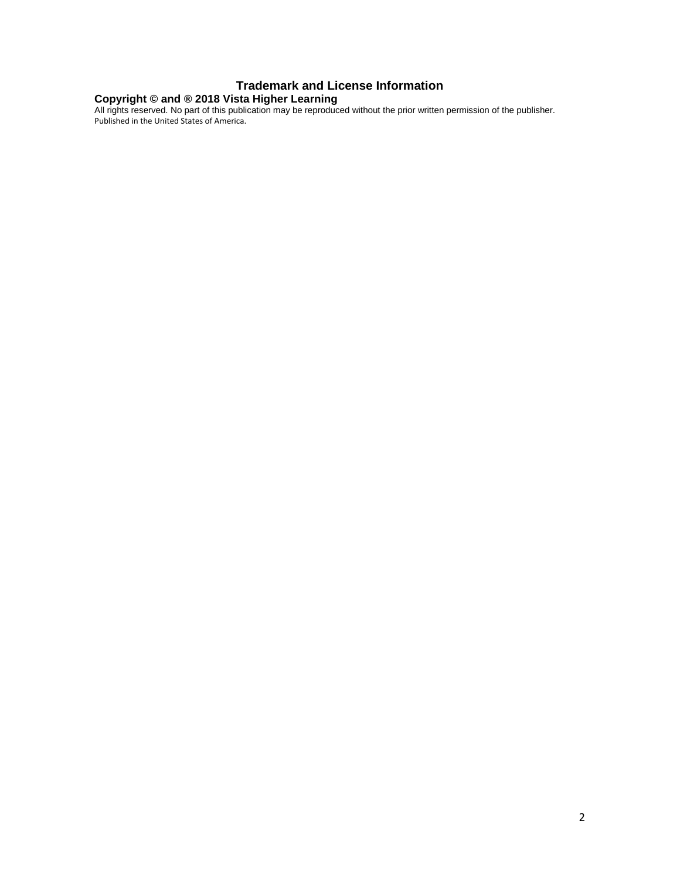# Trademark and License Information

**Copyright © and ® 2018 Vista Higher Learning**

All rights reserved. No part of this publication may be reproduced without the prior written permission of the publisher.
Published in the United States of America.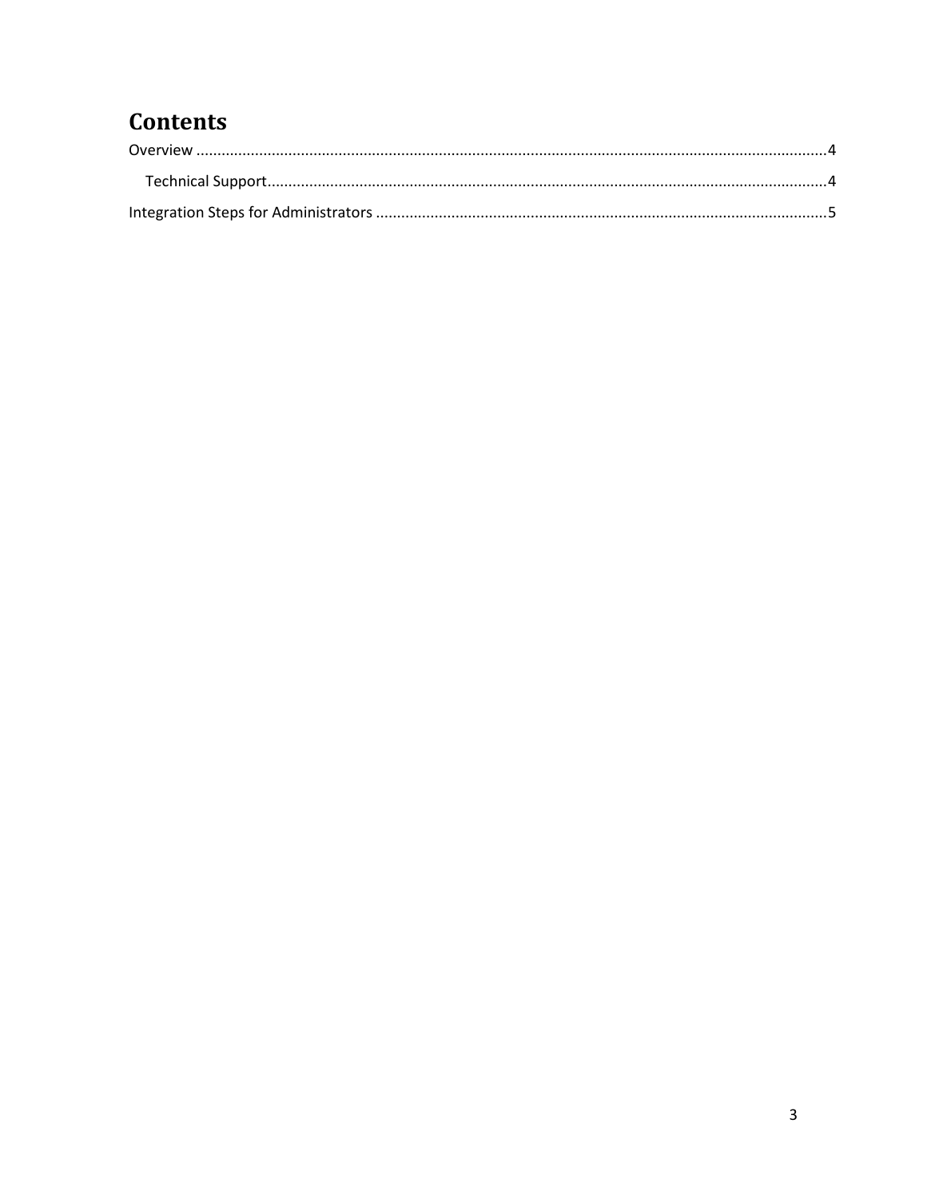# Contents

Overview .....................................................................................................................................................4

  Technical Support.....................................................................................................................................4

Integration Steps for Administrators ...........................................................................................................5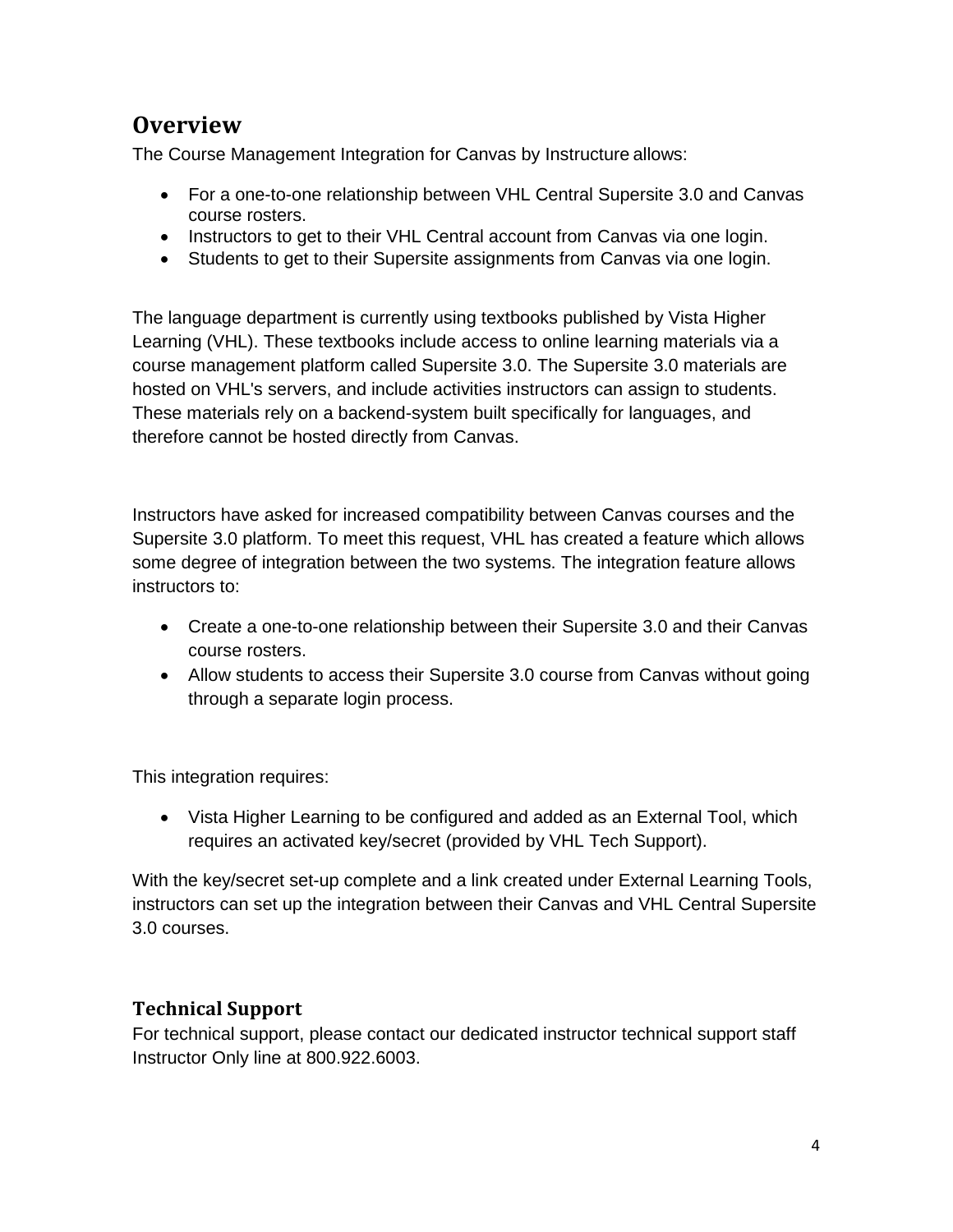# Overview

The Course Management Integration for Canvas by Instructure allows:

- For a one-to-one relationship between VHL Central Supersite 3.0 and Canvas course rosters.
- Instructors to get to their VHL Central account from Canvas via one login.
- Students to get to their Supersite assignments from Canvas via one login.

The language department is currently using textbooks published by Vista Higher Learning (VHL). These textbooks include access to online learning materials via a course management platform called Supersite 3.0. The Supersite 3.0 materials are hosted on VHL's servers, and include activities instructors can assign to students. These materials rely on a backend-system built specifically for languages, and therefore cannot be hosted directly from Canvas.

Instructors have asked for increased compatibility between Canvas courses and the Supersite 3.0 platform. To meet this request, VHL has created a feature which allows some degree of integration between the two systems. The integration feature allows instructors to:

- Create a one-to-one relationship between their Supersite 3.0 and their Canvas course rosters.
- Allow students to access their Supersite 3.0 course from Canvas without going through a separate login process.

This integration requires:

- Vista Higher Learning to be configured and added as an External Tool, which requires an activated key/secret (provided by VHL Tech Support).

With the key/secret set-up complete and a link created under External Learning Tools, instructors can set up the integration between their Canvas and VHL Central Supersite 3.0 courses.

## Technical Support

For technical support, please contact our dedicated instructor technical support staff Instructor Only line at 800.922.6003.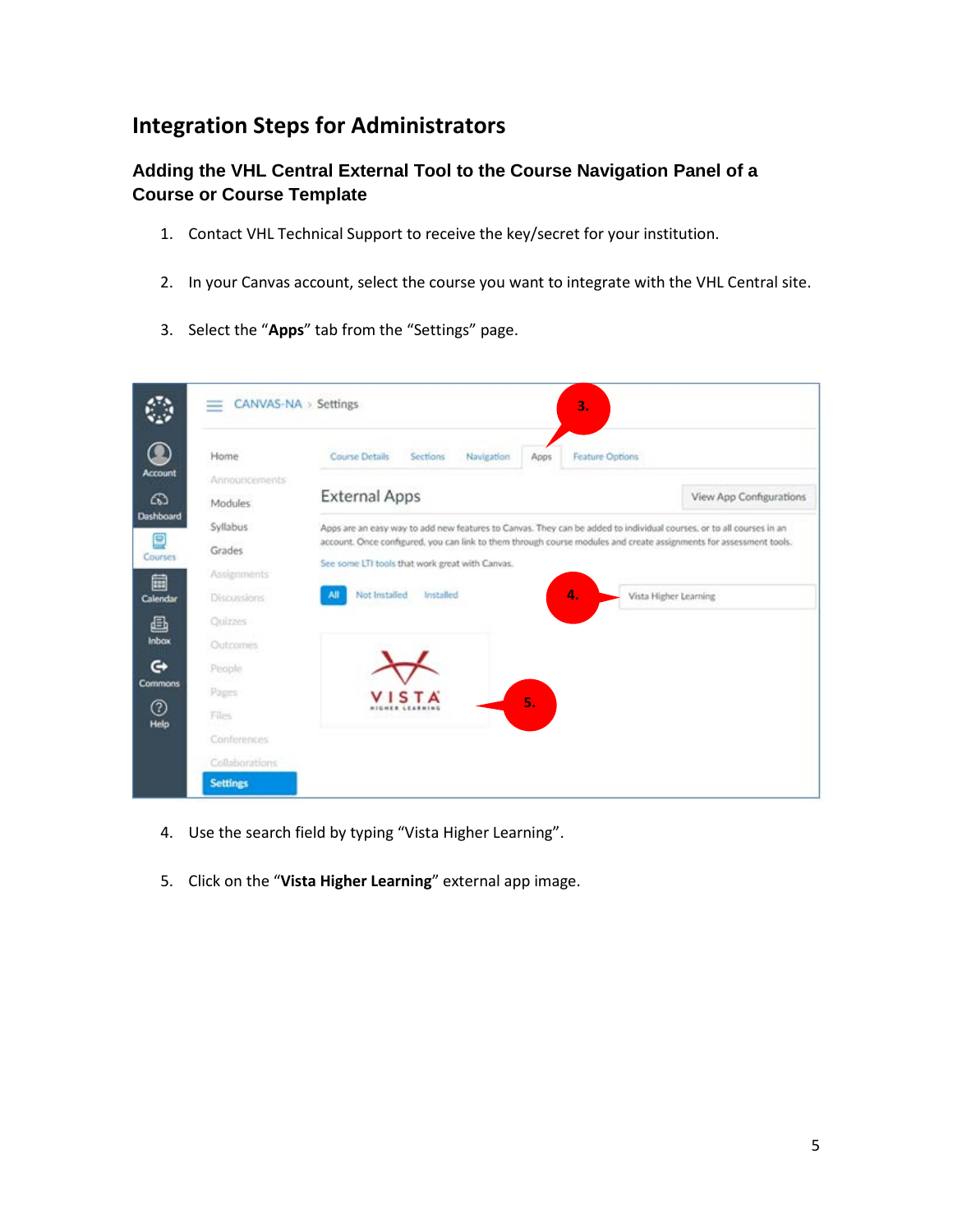# Integration Steps for Administrators

## Adding the VHL Central External Tool to the Course Navigation Panel of a Course or Course Template

1. Contact VHL Technical Support to receive the key/secret for your institution.

2. In your Canvas account, select the course you want to integrate with the VHL Central site.

3. Select the "**Apps**" tab from the "Settings" page.

4. Use the search field by typing "Vista Higher Learning".

5. Click on the "**Vista Higher Learning**" external app image.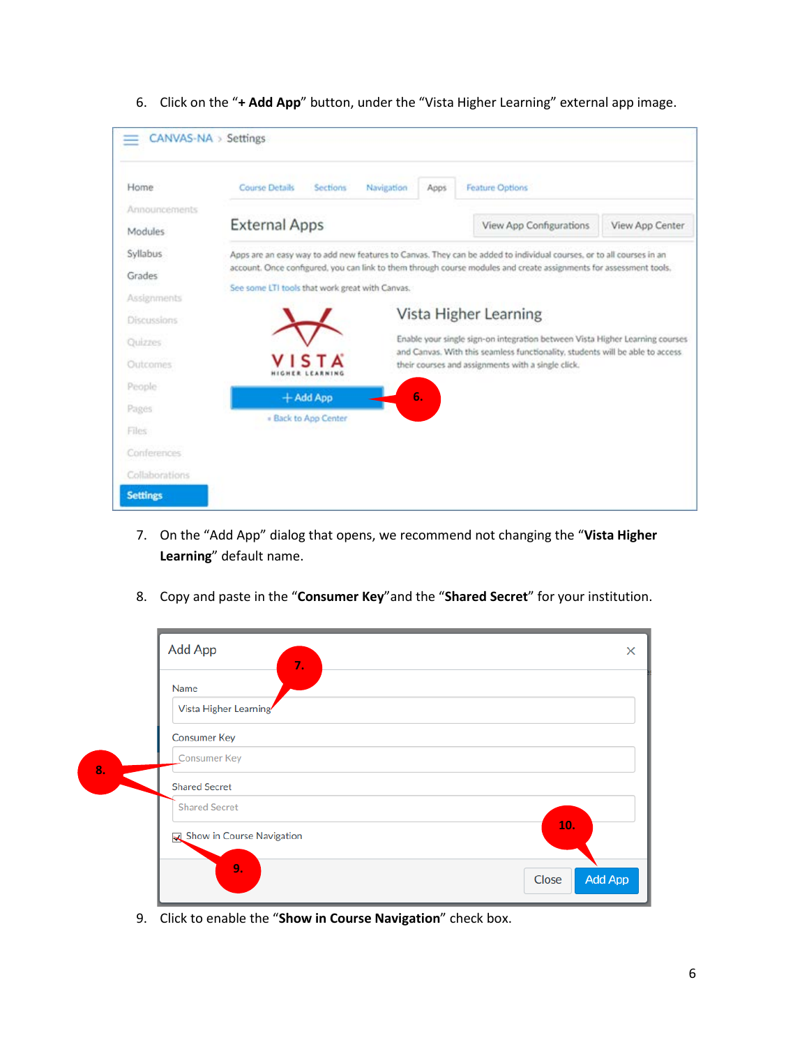6. Click on the "**+ Add App**" button, under the "Vista Higher Learning" external app image.

7. On the "Add App" dialog that opens, we recommend not changing the "**Vista Higher Learning**" default name.

8. Copy and paste in the "**Consumer Key**" and the "**Shared Secret**" for your institution.

9. Click to enable the "**Show in Course Navigation**" check box.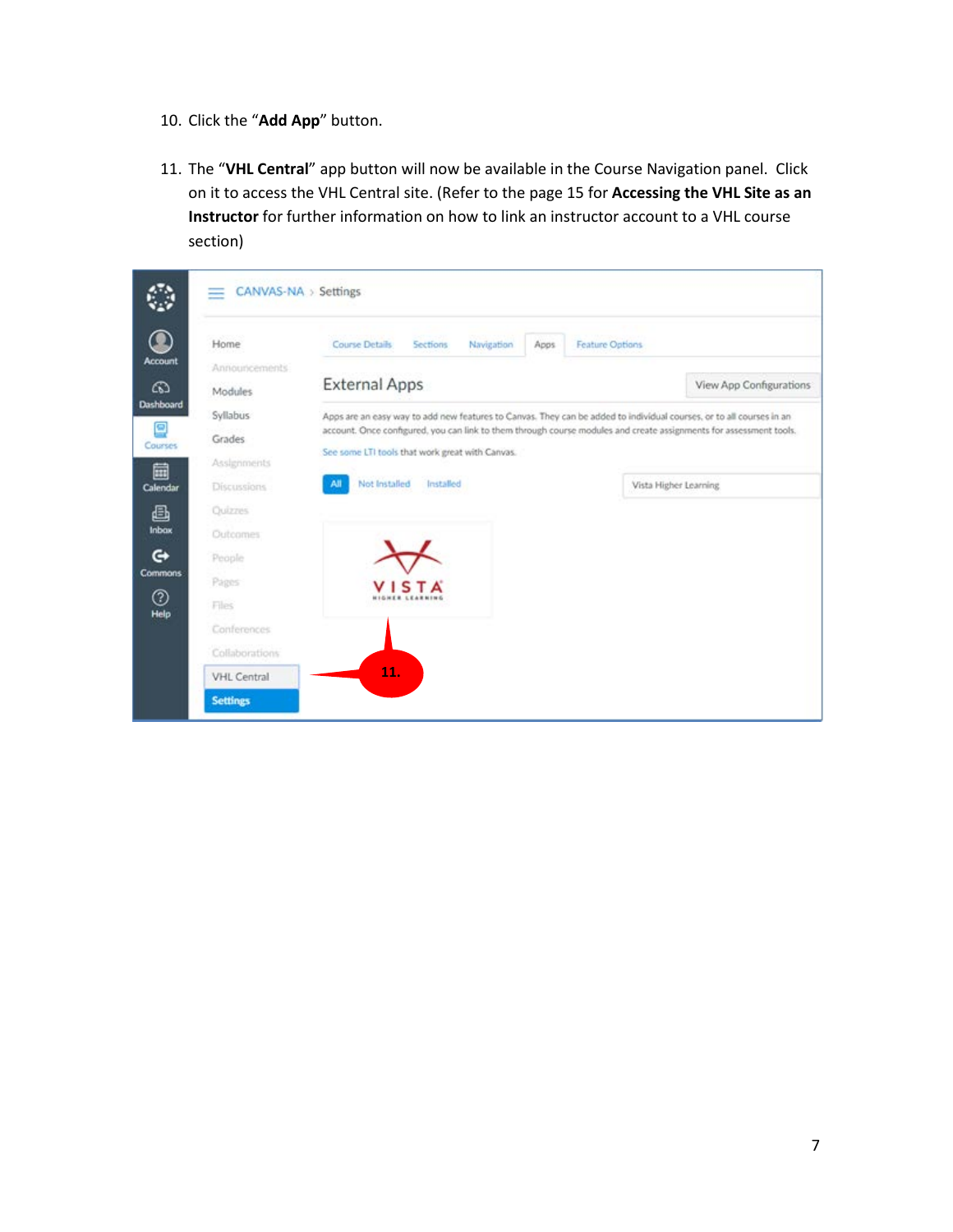10. Click the "**Add App**" button.

11. The "**VHL Central**" app button will now be available in the Course Navigation panel. Click on it to access the VHL Central site. (Refer to the page 15 for **Accessing the VHL Site as an Instructor** for further information on how to link an instructor account to a VHL course section)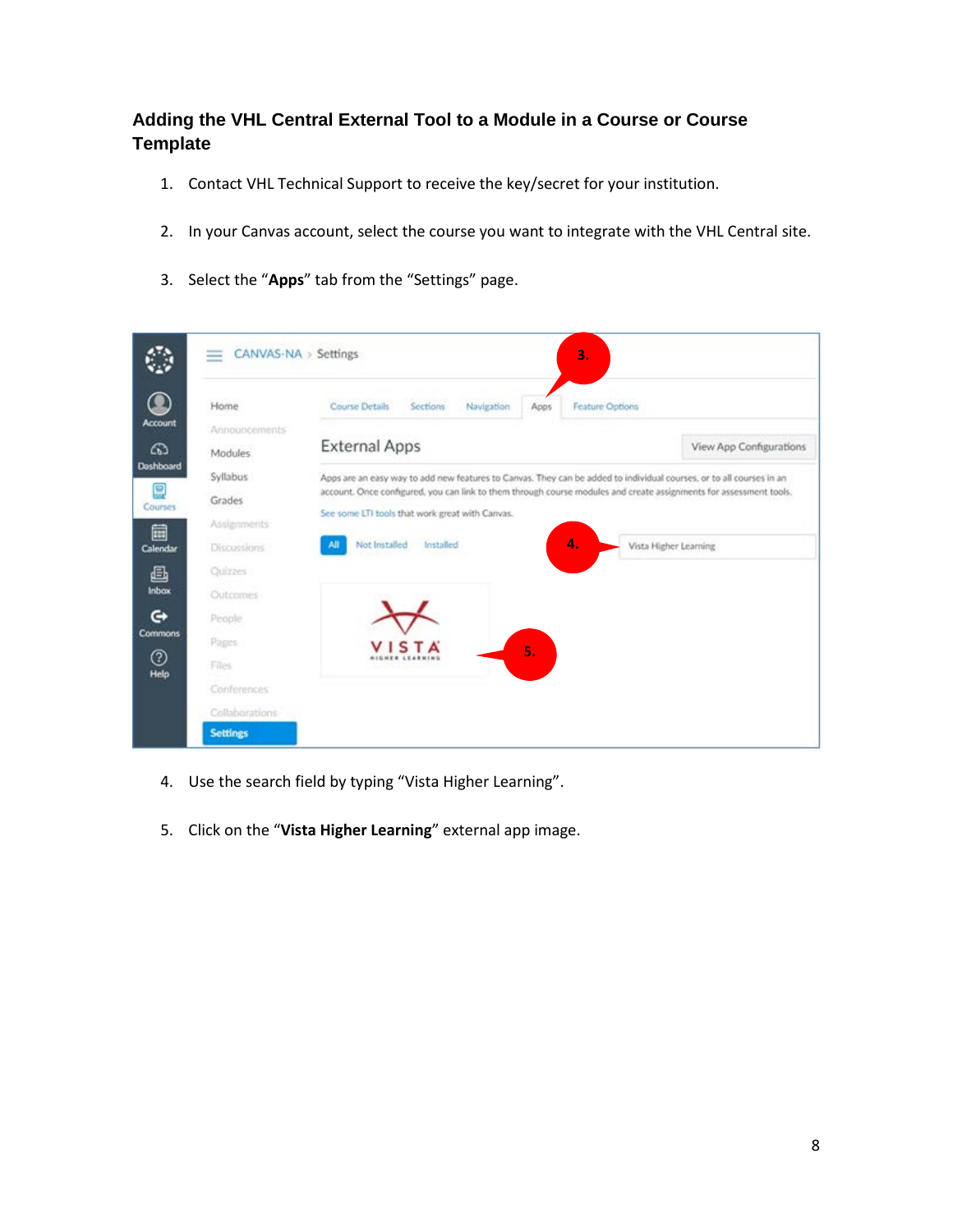## Adding the VHL Central External Tool to a Module in a Course or Course Template

1. Contact VHL Technical Support to receive the key/secret for your institution.

2. In your Canvas account, select the course you want to integrate with the VHL Central site.

3. Select the "**Apps**" tab from the "Settings" page.

4. Use the search field by typing "Vista Higher Learning".

5. Click on the "**Vista Higher Learning**" external app image.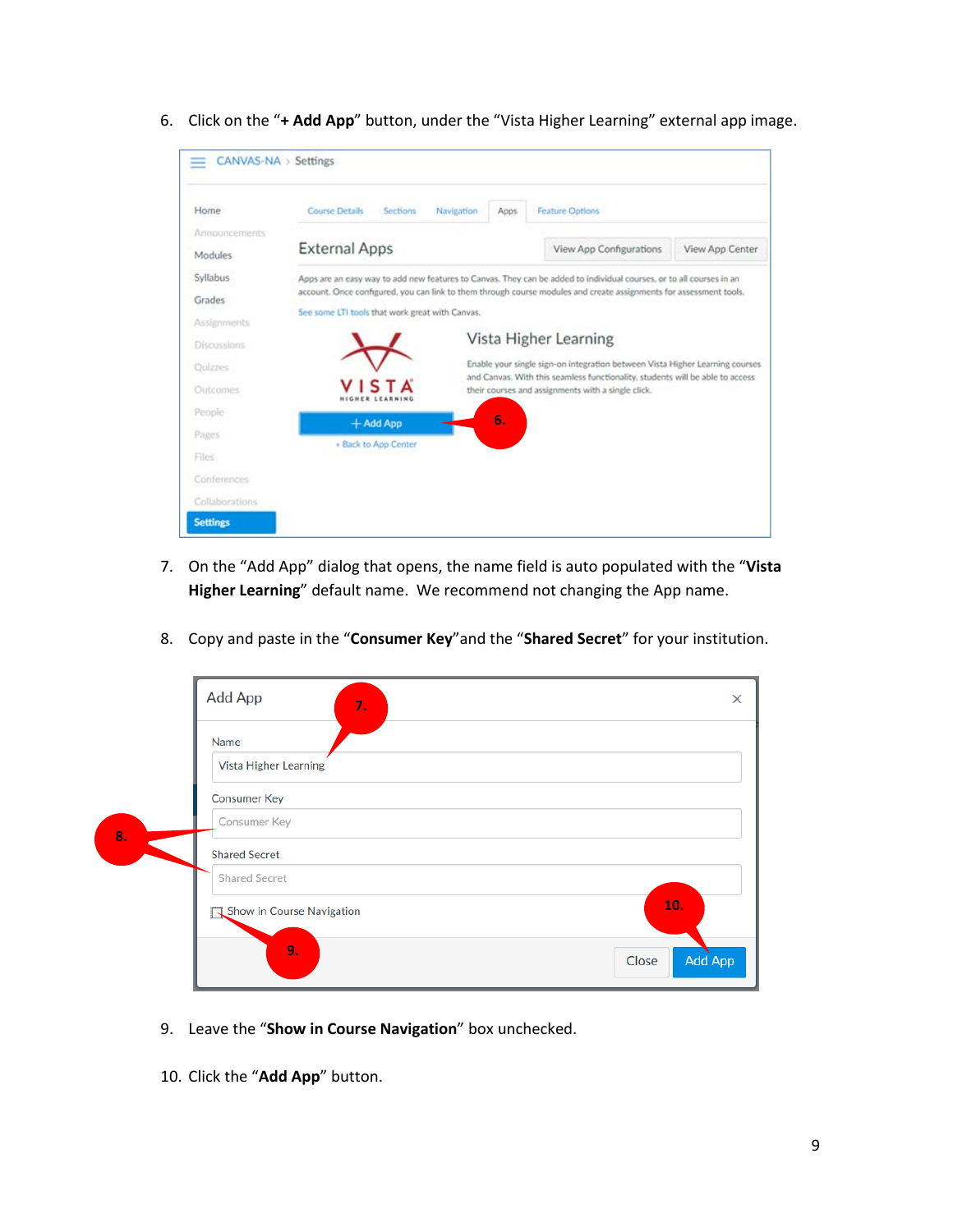6. Click on the "**+ Add App**" button, under the "Vista Higher Learning" external app image.

7. On the "Add App" dialog that opens, the name field is auto populated with the "**Vista Higher Learning**" default name. We recommend not changing the App name.

8. Copy and paste in the "**Consumer Key**"and the "**Shared Secret**" for your institution.

9. Leave the "**Show in Course Navigation**" box unchecked.

10. Click the "**Add App**" button.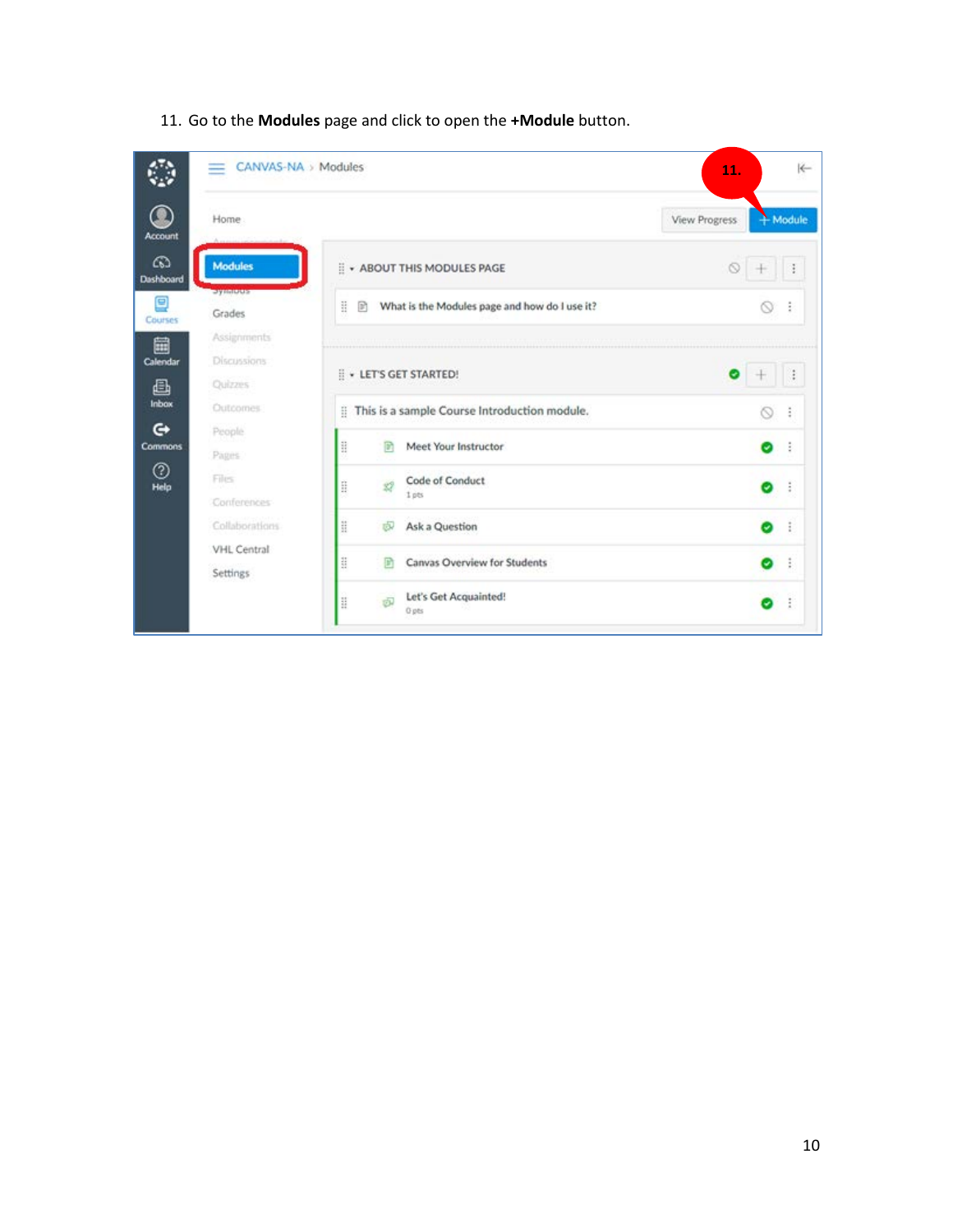11. Go to the **Modules** page and click to open the **+Module** button.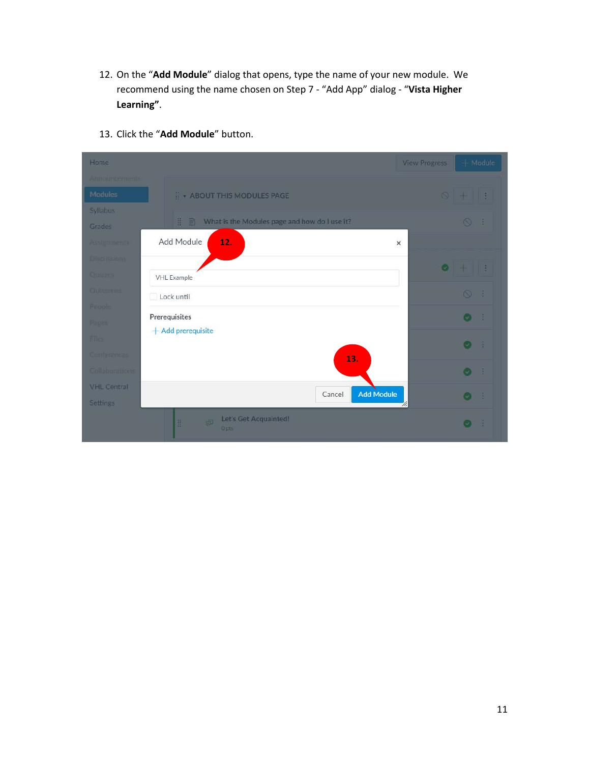12. On the "**Add Module**" dialog that opens, type the name of your new module. We recommend using the name chosen on Step 7 - "Add App" dialog - "**Vista Higher Learning**".

13. Click the "**Add Module**" button.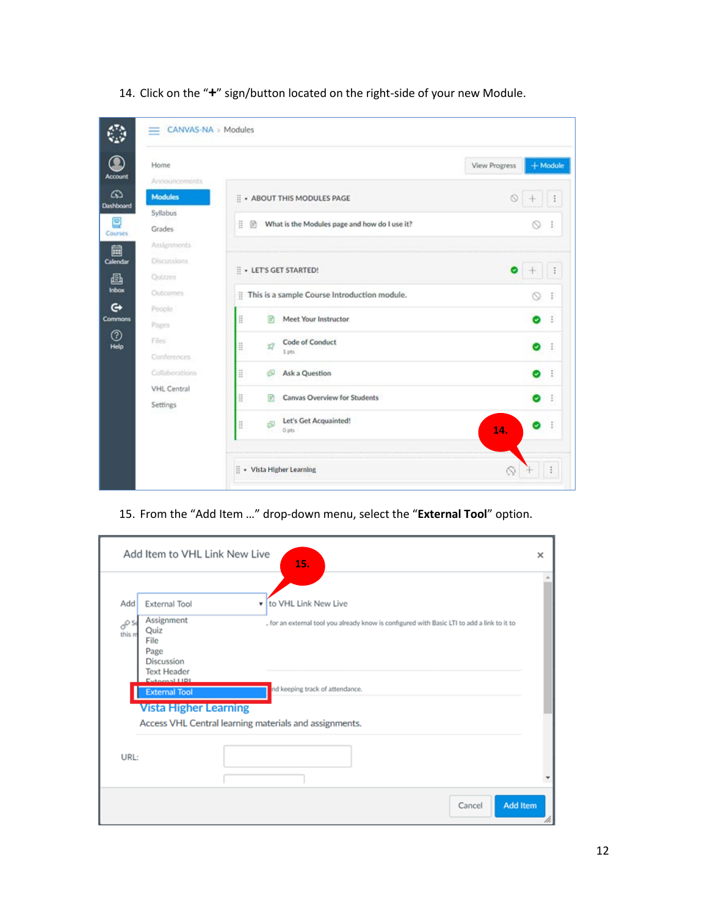14. Click on the "**+**" sign/button located on the right-side of your new Module.

15. From the "Add Item …" drop-down menu, select the "**External Tool**" option.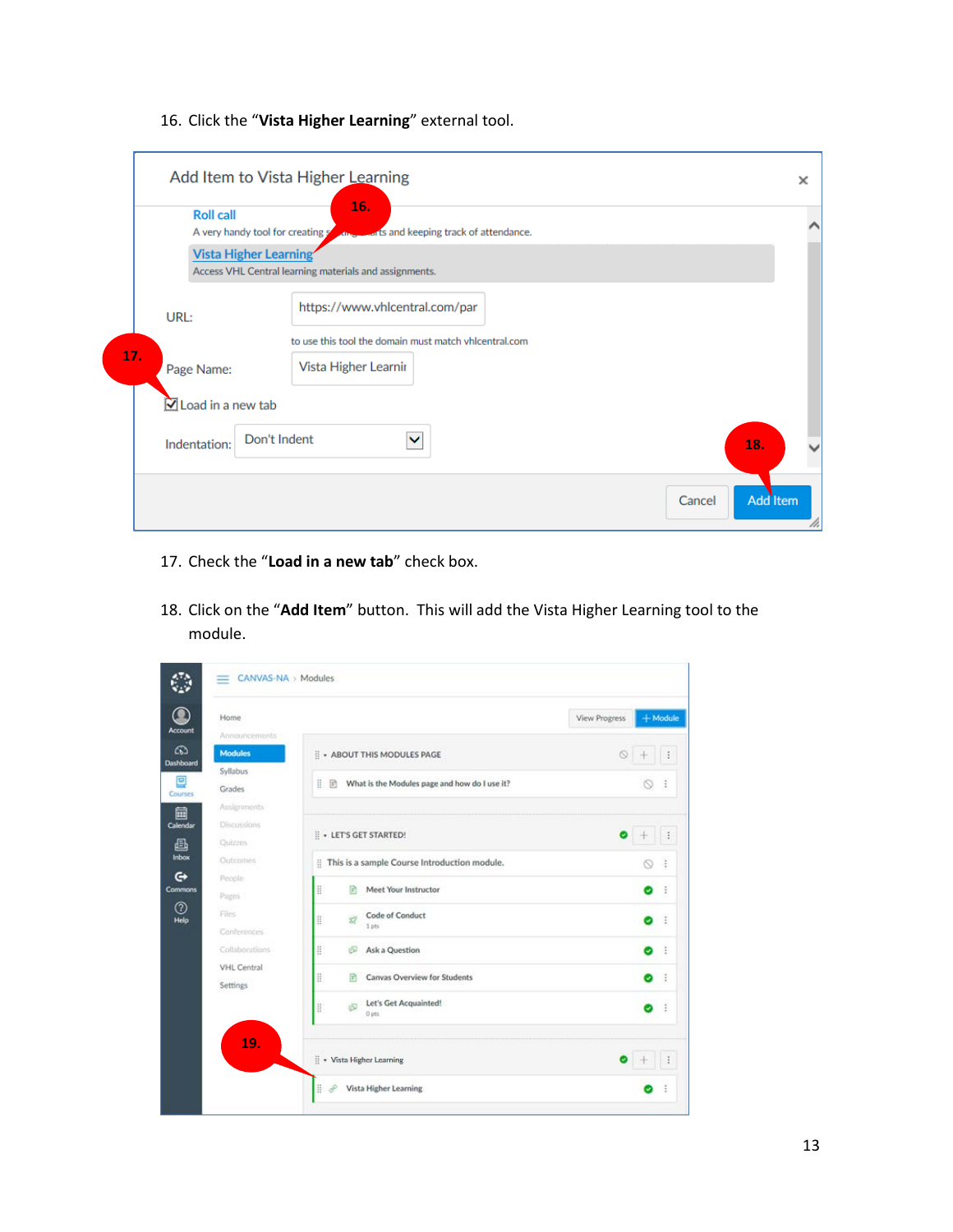16. Click the "**Vista Higher Learning**" external tool.

17. Check the "**Load in a new tab**" check box.

18. Click on the "**Add Item**" button. This will add the Vista Higher Learning tool to the module.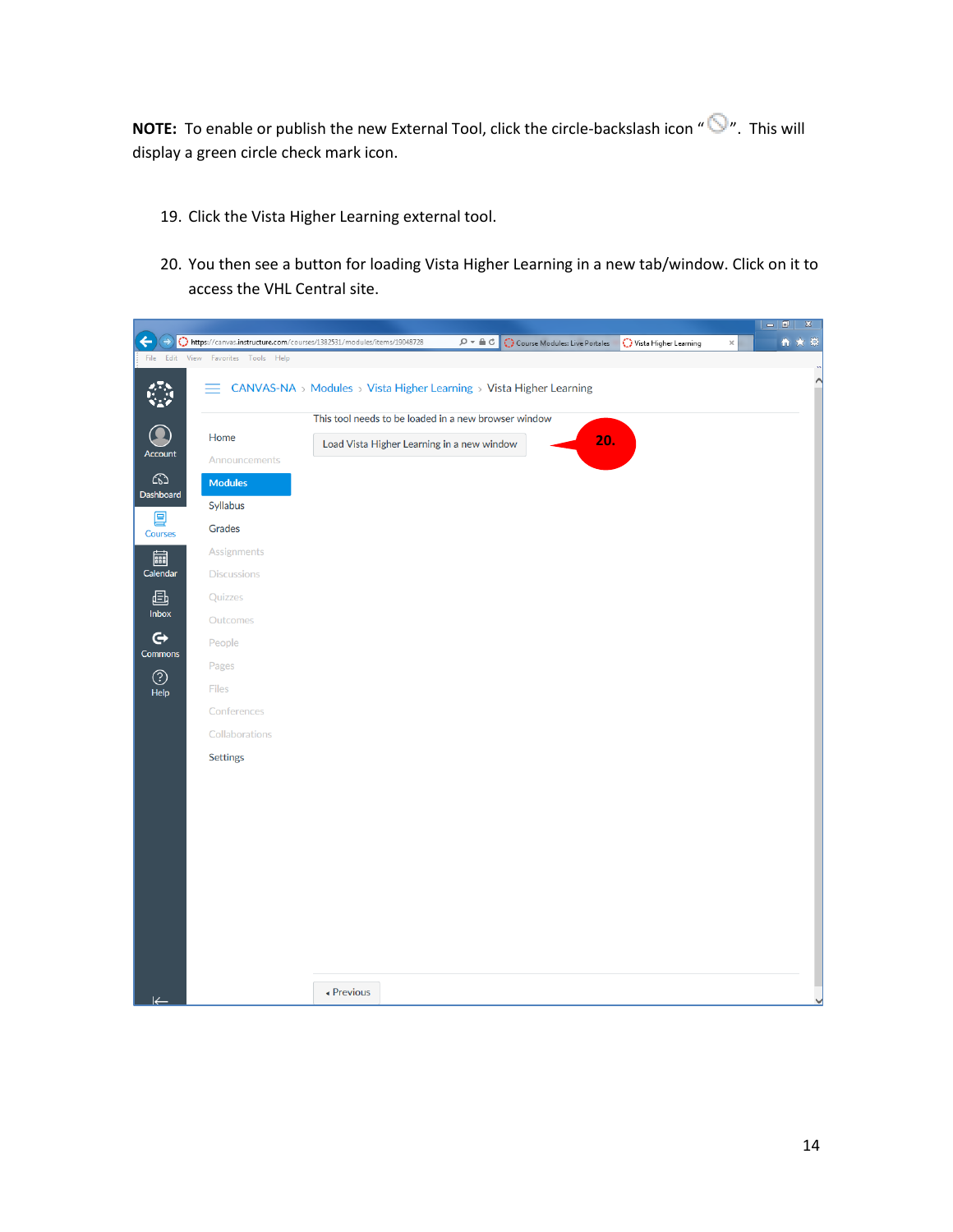**NOTE:** To enable or publish the new External Tool, click the circle-backslash icon "⃠". This will display a green circle check mark icon.

19. Click the Vista Higher Learning external tool.

20. You then see a button for loading Vista Higher Learning in a new tab/window. Click on it to access the VHL Central site.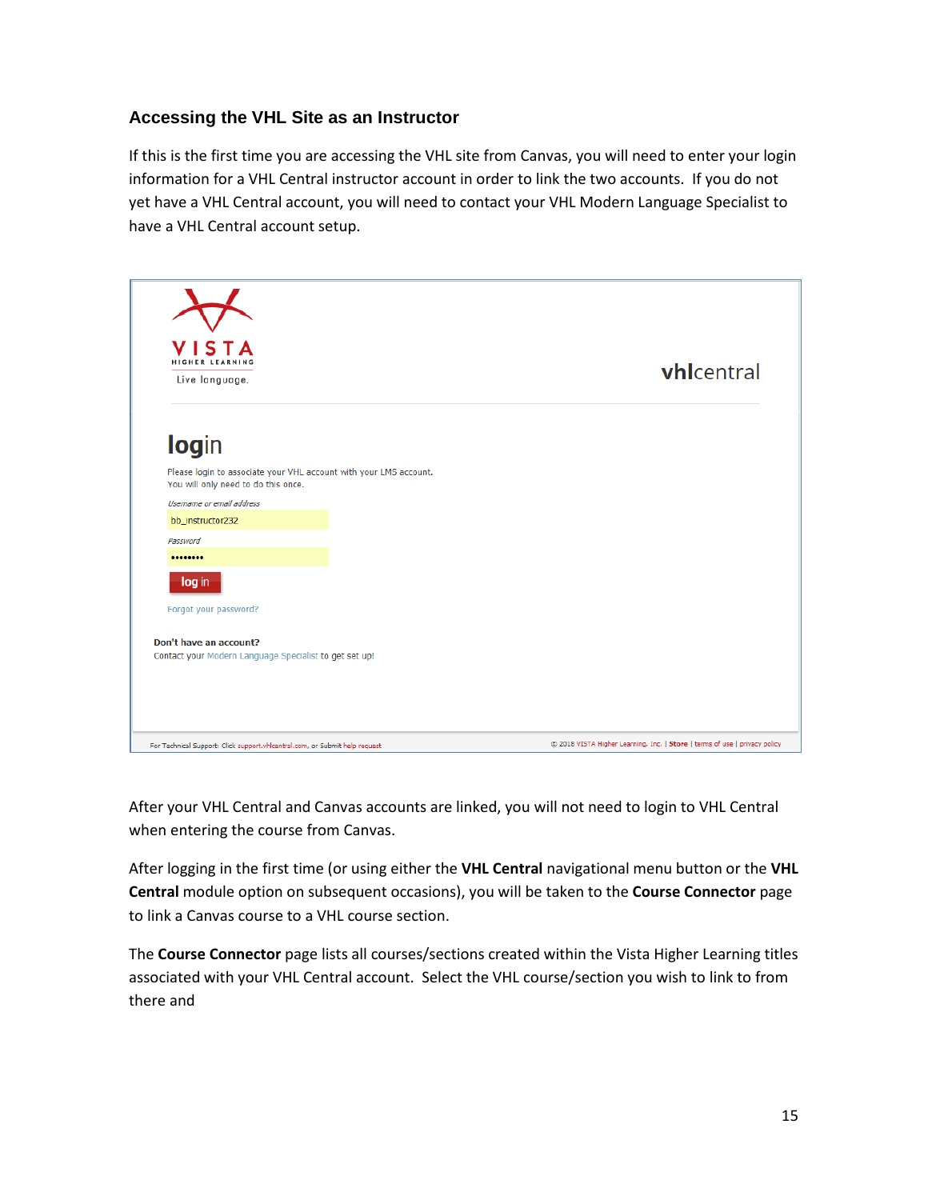### Accessing the VHL Site as an Instructor

If this is the first time you are accessing the VHL site from Canvas, you will need to enter your login information for a VHL Central instructor account in order to link the two accounts.  If you do not yet have a VHL Central account, you will need to contact your VHL Modern Language Specialist to have a VHL Central account setup.

After your VHL Central and Canvas accounts are linked, you will not need to login to VHL Central when entering the course from Canvas.

After logging in the first time (or using either the **VHL Central** navigational menu button or the **VHL Central** module option on subsequent occasions), you will be taken to the **Course Connector** page to link a Canvas course to a VHL course section.

The **Course Connector** page lists all courses/sections created within the Vista Higher Learning titles associated with your VHL Central account.  Select the VHL course/section you wish to link to from there and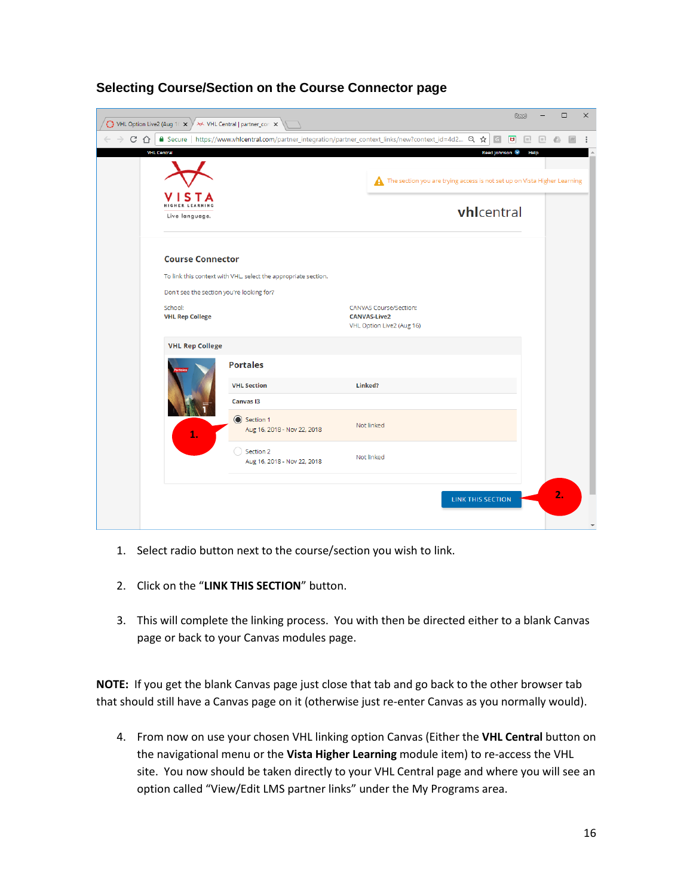### Selecting Course/Section on the Course Connector page

1. Select radio button next to the course/section you wish to link.

2. Click on the "**LINK THIS SECTION**" button.

3. This will complete the linking process. You with then be directed either to a blank Canvas page or back to your Canvas modules page.

**NOTE:** If you get the blank Canvas page just close that tab and go back to the other browser tab that should still have a Canvas page on it (otherwise just re-enter Canvas as you normally would).

4. From now on use your chosen VHL linking option Canvas (Either the **VHL Central** button on the navigational menu or the **Vista Higher Learning** module item) to re-access the VHL site. You now should be taken directly to your VHL Central page and where you will see an option called "View/Edit LMS partner links" under the My Programs area.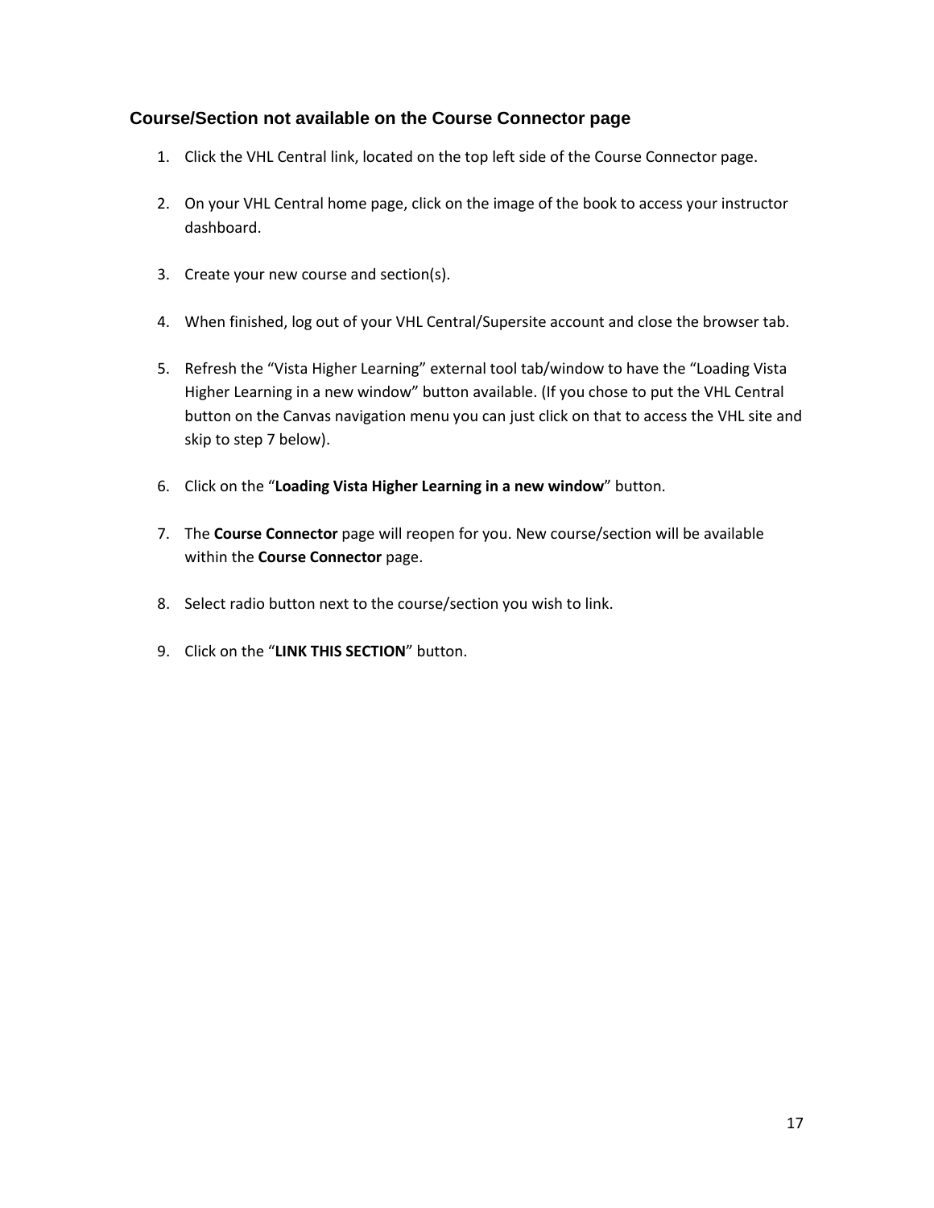## Course/Section not available on the Course Connector page

1. Click the VHL Central link, located on the top left side of the Course Connector page.

2. On your VHL Central home page, click on the image of the book to access your instructor dashboard.

3. Create your new course and section(s).

4. When finished, log out of your VHL Central/Supersite account and close the browser tab.

5. Refresh the “Vista Higher Learning” external tool tab/window to have the “Loading Vista Higher Learning in a new window” button available. (If you chose to put the VHL Central button on the Canvas navigation menu you can just click on that to access the VHL site and skip to step 7 below).

6. Click on the “**Loading Vista Higher Learning in a new window**” button.

7. The **Course Connector** page will reopen for you. New course/section will be available within the **Course Connector** page.

8. Select radio button next to the course/section you wish to link.

9. Click on the “**LINK THIS SECTION**” button.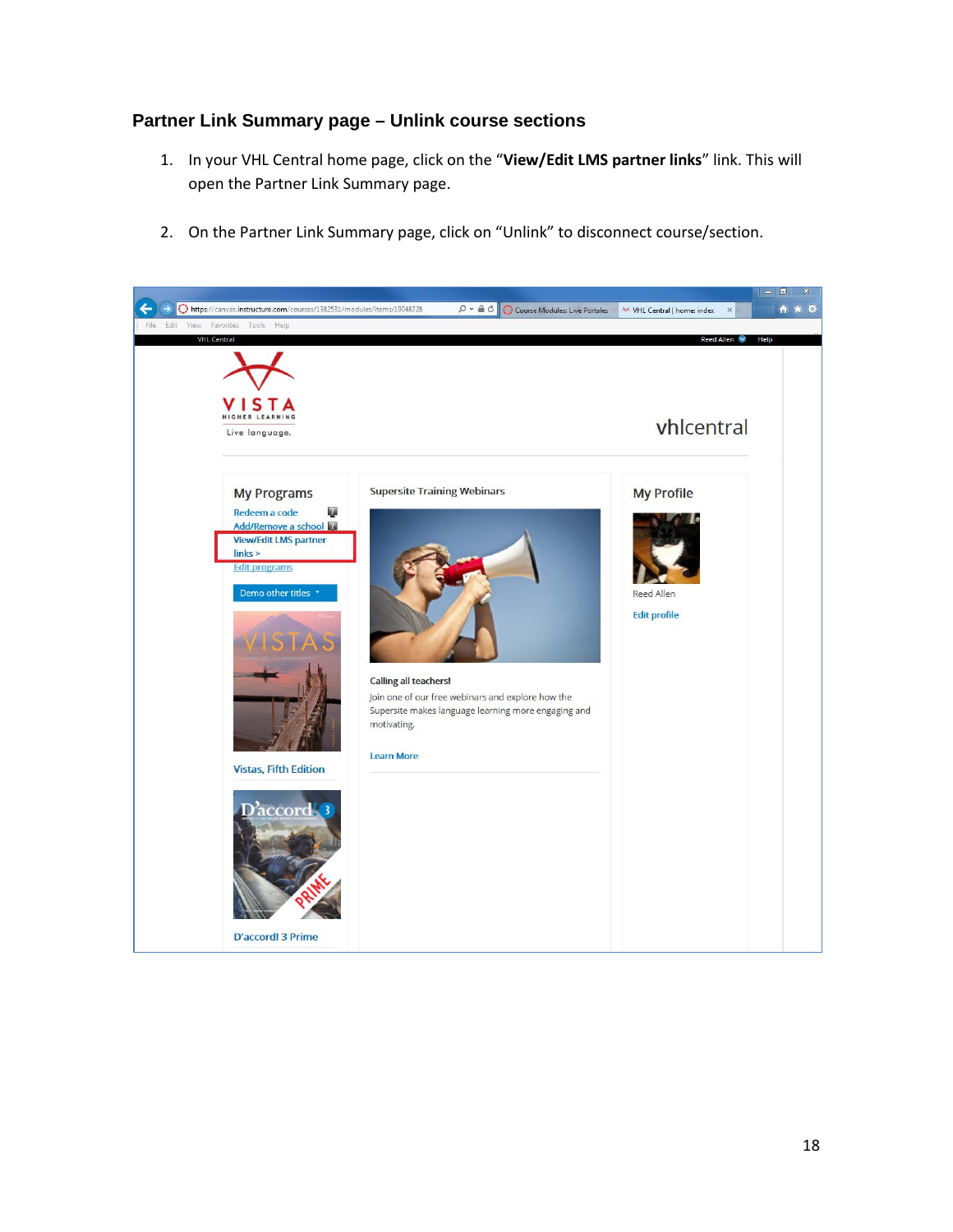## Partner Link Summary page – Unlink course sections

1. In your VHL Central home page, click on the "**View/Edit LMS partner links**" link. This will open the Partner Link Summary page.

2. On the Partner Link Summary page, click on "Unlink" to disconnect course/section.